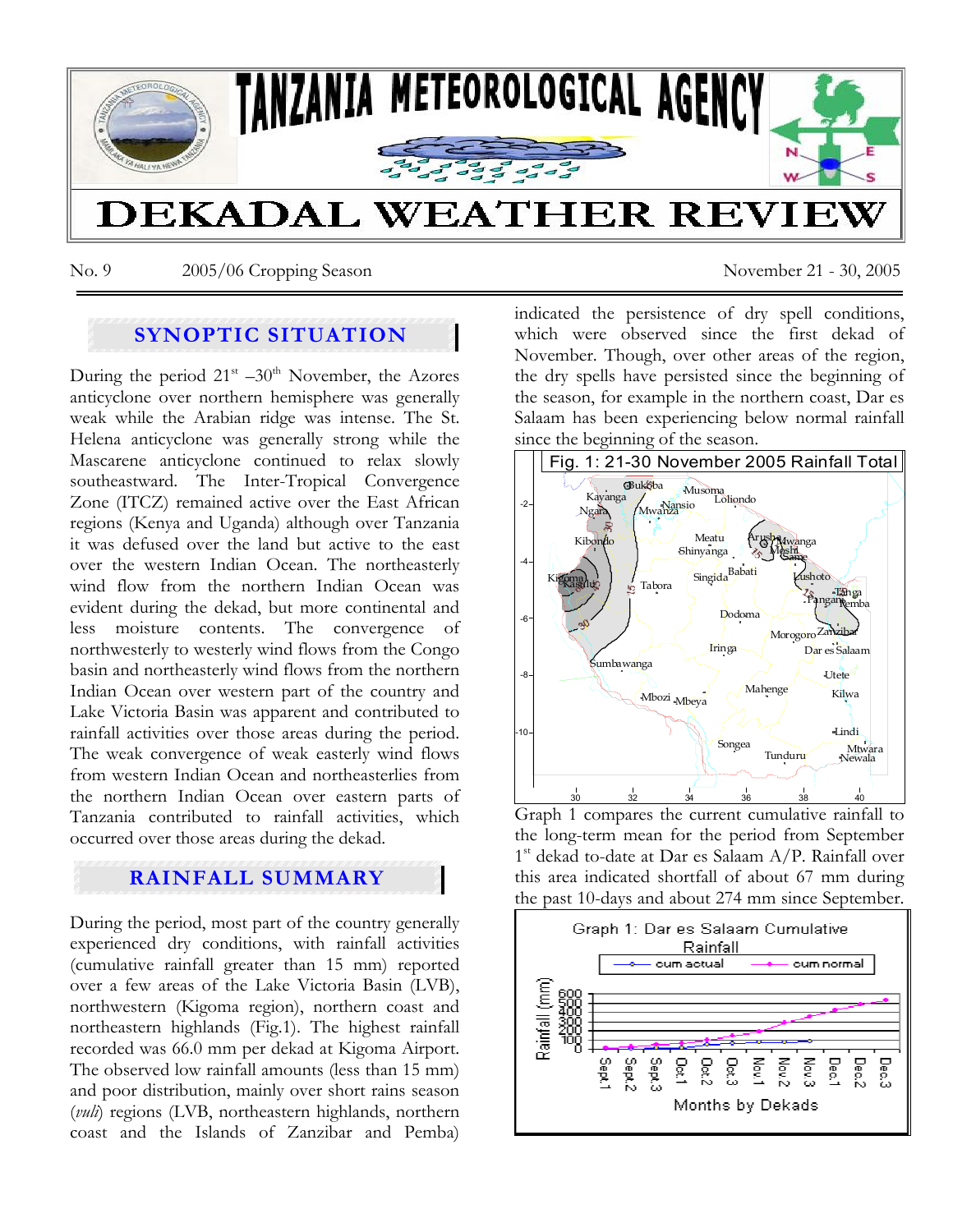# TANZANIA METEOROLOGICAL AGENCY

# DEKADAL WEATHER REVIEW

No. 9 2005/06 Cropping Season November 21 - 30, 2005

## SYNOPTIC SITUATION

During the period 21st –30th November, the Azores anticyclone over northern hemisphere was generally weak while the Arabian ridge was intense. The St. Helena anticyclone was generally strong while the Mascarene anticyclone continued to relax slowly southeastward. The Inter-Tropical Convergence Zone (ITCZ) remained active over the East African regions (Kenya and Uganda) although over Tanzania it was defused over the land but active to the east over the western Indian Ocean. The northeasterly wind flow from the northern Indian Ocean was evident during the dekad, but more continental and less moisture contents. The convergence of northwesterly to westerly wind flows from the Congo basin and northeasterly wind flows from the northern Indian Ocean over western part of the country and Lake Victoria Basin was apparent and contributed to rainfall activities over those areas during the period. The weak convergence of weak easterly wind flows from western Indian Ocean and northeasterlies from the northern Indian Ocean over eastern parts of Tanzania contributed to rainfall activities, which occurred over those areas during the dekad.

## RAINFALL SUMMARY

During the period, most part of the country generally experienced dry conditions, with rainfall activities (cumulative rainfall greater than 15 mm) reported over a few areas of the Lake Victoria Basin (LVB), northwestern (Kigoma region), northern coast and northeastern highlands (Fig.1). The highest rainfall recorded was 66.0 mm per dekad at Kigoma Airport. The observed low rainfall amounts (less than 15 mm) and poor distribution, mainly over short rains season (*vuli*) regions (LVB, northeastern highlands, northern coast and the Islands of Zanzibar and Pemba) indicated the persistence of dry spell conditions, which were observed since the first dekad of November. Though, over other areas of the region, the dry spells have persisted since the beginning of the season, for example in the northern coast, Dar es Salaam has been experiencing below normal rainfall since the beginning of the season.

Fig. 1: 21-30 November 2005 Rainfall Total

Graph 1 compares the current cumulative rainfall to the long-term mean for the period from September 1st dekad to-date at Dar es Salaam A/P. Rainfall over this area indicated shortfall of about 67 mm during the past 10-days and about 274 mm since September.

Graph 1: Dar es Salaam Cumulative Rainfall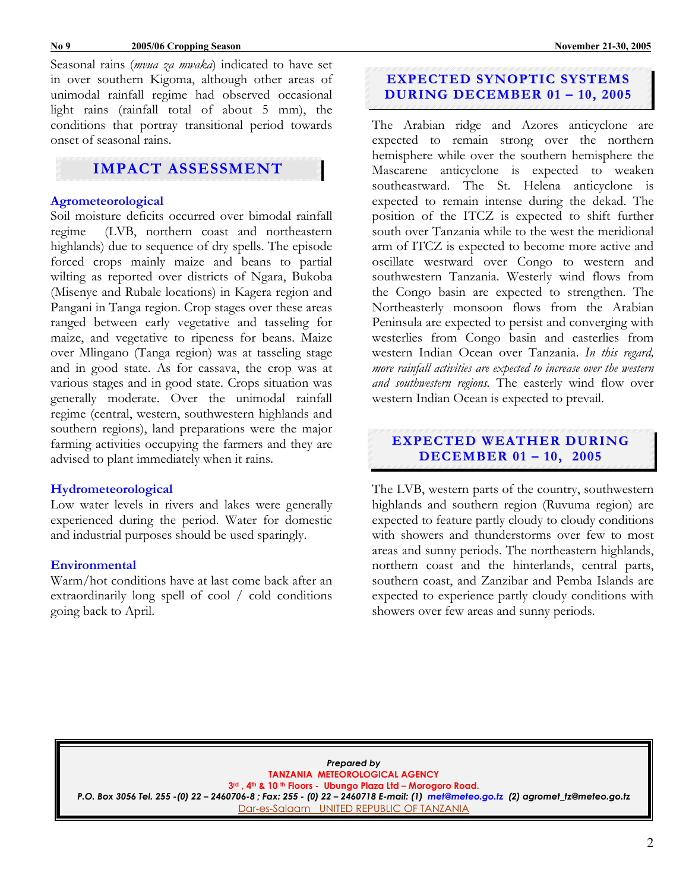Seasonal rains (*mvua za mwaka*) indicated to have set in over southern Kigoma, although other areas of unimodal rainfall regime had observed occasional light rains (rainfall total of about 5 mm), the conditions that portray transitional period towards onset of seasonal rains.

## IMPACT ASSESSMENT

### Agrometeorological

Soil moisture deficits occurred over bimodal rainfall regime (LVB, northern coast and northeastern highlands) due to sequence of dry spells. The episode forced crops mainly maize and beans to partial wilting as reported over districts of Ngara, Bukoba (Misenye and Rubale locations) in Kagera region and Pangani in Tanga region. Crop stages over these areas ranged between early vegetative and tasseling for maize, and vegetative to ripeness for beans. Maize over Mlingano (Tanga region) was at tasseling stage and in good state. As for cassava, the crop was at various stages and in good state. Crops situation was generally moderate. Over the unimodal rainfall regime (central, western, southwestern highlands and southern regions), land preparations were the major farming activities occupying the farmers and they are advised to plant immediately when it rains.

### Hydrometeorological

Low water levels in rivers and lakes were generally experienced during the period. Water for domestic and industrial purposes should be used sparingly.

### Environmental

Warm/hot conditions have at last come back after an extraordinarily long spell of cool / cold conditions going back to April.

## EXPECTED SYNOPTIC SYSTEMS DURING DECEMBER 01 – 10, 2005

The Arabian ridge and Azores anticyclone are expected to remain strong over the northern hemisphere while over the southern hemisphere the Mascarene anticyclone is expected to weaken southeastward. The St. Helena anticyclone is expected to remain intense during the dekad. The position of the ITCZ is expected to shift further south over Tanzania while to the west the meridional arm of ITCZ is expected to become more active and oscillate westward over Congo to western and southwestern Tanzania. Westerly wind flows from the Congo basin are expected to strengthen. The Northeasterly monsoon flows from the Arabian Peninsula are expected to persist and converging with westerlies from Congo basin and easterlies from western Indian Ocean over Tanzania. *In this regard, more rainfall activities are expected to increase over the western and southwestern regions.* The easterly wind flow over western Indian Ocean is expected to prevail.

## EXPECTED WEATHER DURING DECEMBER 01 – 10, 2005

The LVB, western parts of the country, southwestern highlands and southern region (Ruvuma region) are expected to feature partly cloudy to cloudy conditions with showers and thunderstorms over few to most areas and sunny periods. The northeastern highlands, northern coast and the hinterlands, central parts, southern coast, and Zanzibar and Pemba Islands are expected to experience partly cloudy conditions with showers over few areas and sunny periods.

*Prepared by*
**TANZANIA METEOROLOGICAL AGENCY**
**3rd , 4th & 10 th Floors - Ubungo Plaza Ltd – Morogoro Road.**
***P.O. Box 3056 Tel. 255 -(0) 22 – 2460706-8 ; Fax: 255 - (0) 22 – 2460718 E-mail: (1) met@meteo.go.tz (2) agromet_tz@meteo.go.tz***
Dar-es-Salaam UNITED REPUBLIC OF TANZANIA